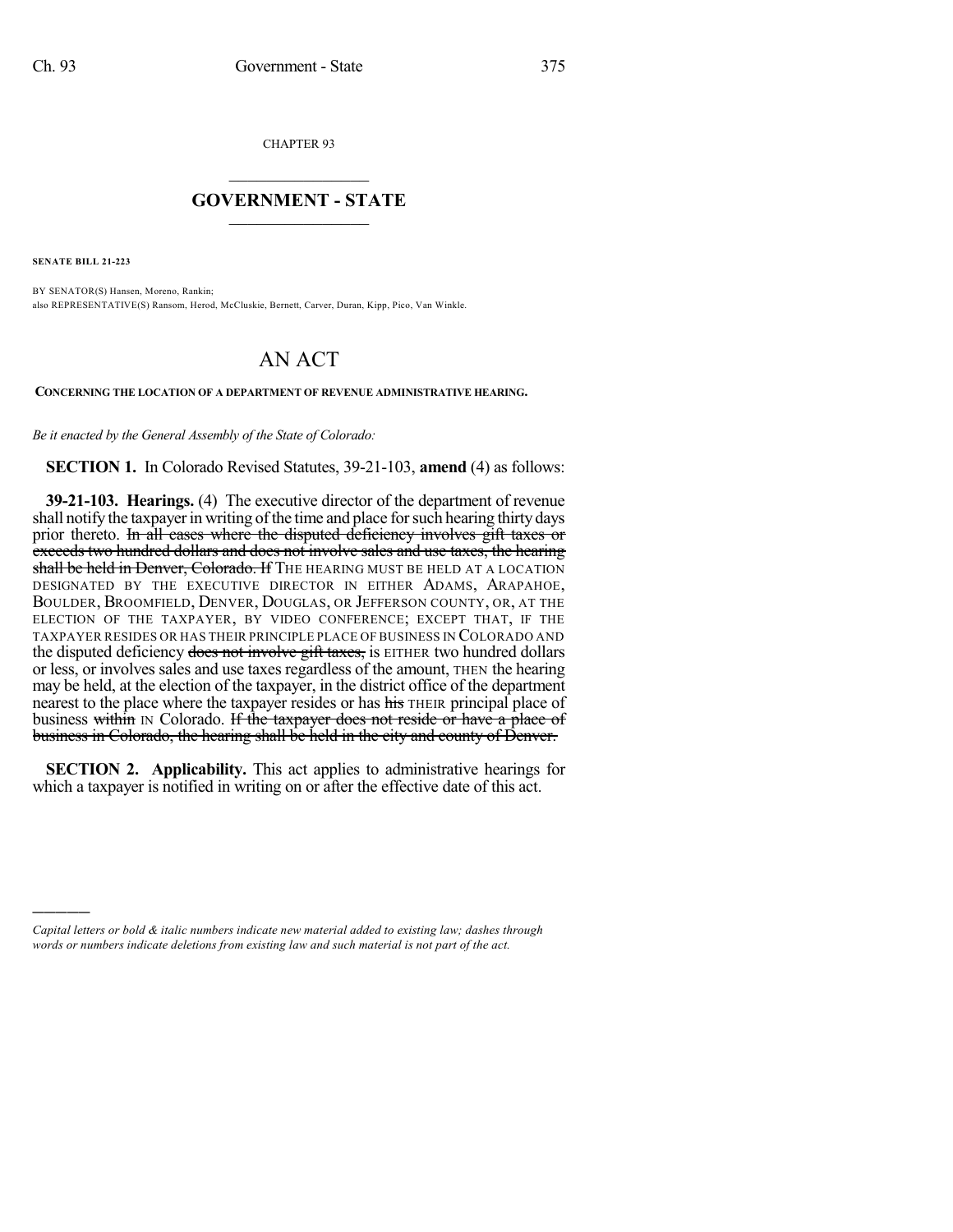CHAPTER 93

# GOVERNMENT - STATE

**SENATE BILL 21-223**

BY SENATOR(S) Hansen, Moreno, Rankin;
also REPRESENTATIVE(S) Ransom, Herod, McCluskie, Bernett, Carver, Duran, Kipp, Pico, Van Winkle.

# AN ACT

**CONCERNING THE LOCATION OF A DEPARTMENT OF REVENUE ADMINISTRATIVE HEARING.**

*Be it enacted by the General Assembly of the State of Colorado:*

**SECTION 1.** In Colorado Revised Statutes, 39-21-103, **amend** (4) as follows:

**39-21-103. Hearings.** (4) The executive director of the department of revenue shall notify the taxpayer in writing of the time and place for such hearing thirty days prior thereto. ~~In all cases where the disputed deficiency involves gift taxes or exceeds two hundred dollars and does not involve sales and use taxes, the hearing shall be held in Denver, Colorado. If~~ THE HEARING MUST BE HELD AT A LOCATION DESIGNATED BY THE EXECUTIVE DIRECTOR IN EITHER ADAMS, ARAPAHOE, BOULDER, BROOMFIELD, DENVER, DOUGLAS, OR JEFFERSON COUNTY, OR, AT THE ELECTION OF THE TAXPAYER, BY VIDEO CONFERENCE; EXCEPT THAT, IF THE TAXPAYER RESIDES OR HAS THEIR PRINCIPLE PLACE OF BUSINESS IN COLORADO AND the disputed deficiency ~~does not involve gift taxes,~~ is EITHER two hundred dollars or less, or involves sales and use taxes regardless of the amount, THEN the hearing may be held, at the election of the taxpayer, in the district office of the department nearest to the place where the taxpayer resides or has ~~his~~ THEIR principal place of business ~~within~~ IN Colorado. ~~If the taxpayer does not reside or have a place of business in Colorado, the hearing shall be held in the city and county of Denver.~~

**SECTION 2. Applicability.** This act applies to administrative hearings for which a taxpayer is notified in writing on or after the effective date of this act.

---

*Capital letters or bold & italic numbers indicate new material added to existing law; dashes through words or numbers indicate deletions from existing law and such material is not part of the act.*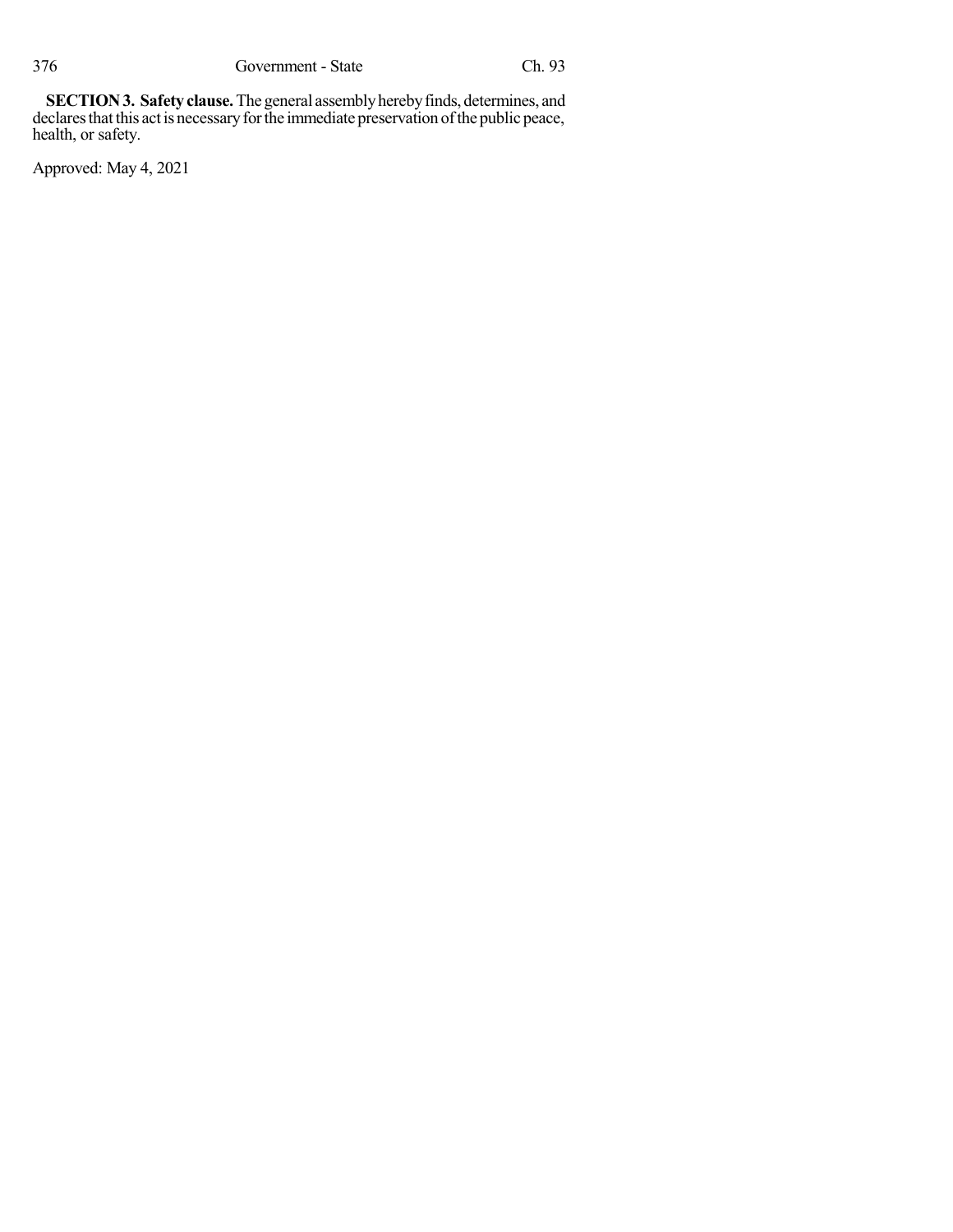**SECTION 3. Safety clause.** The general assembly hereby finds, determines, and declares that this act is necessary for the immediate preservation of the public peace, health, or safety.

Approved: May 4, 2021